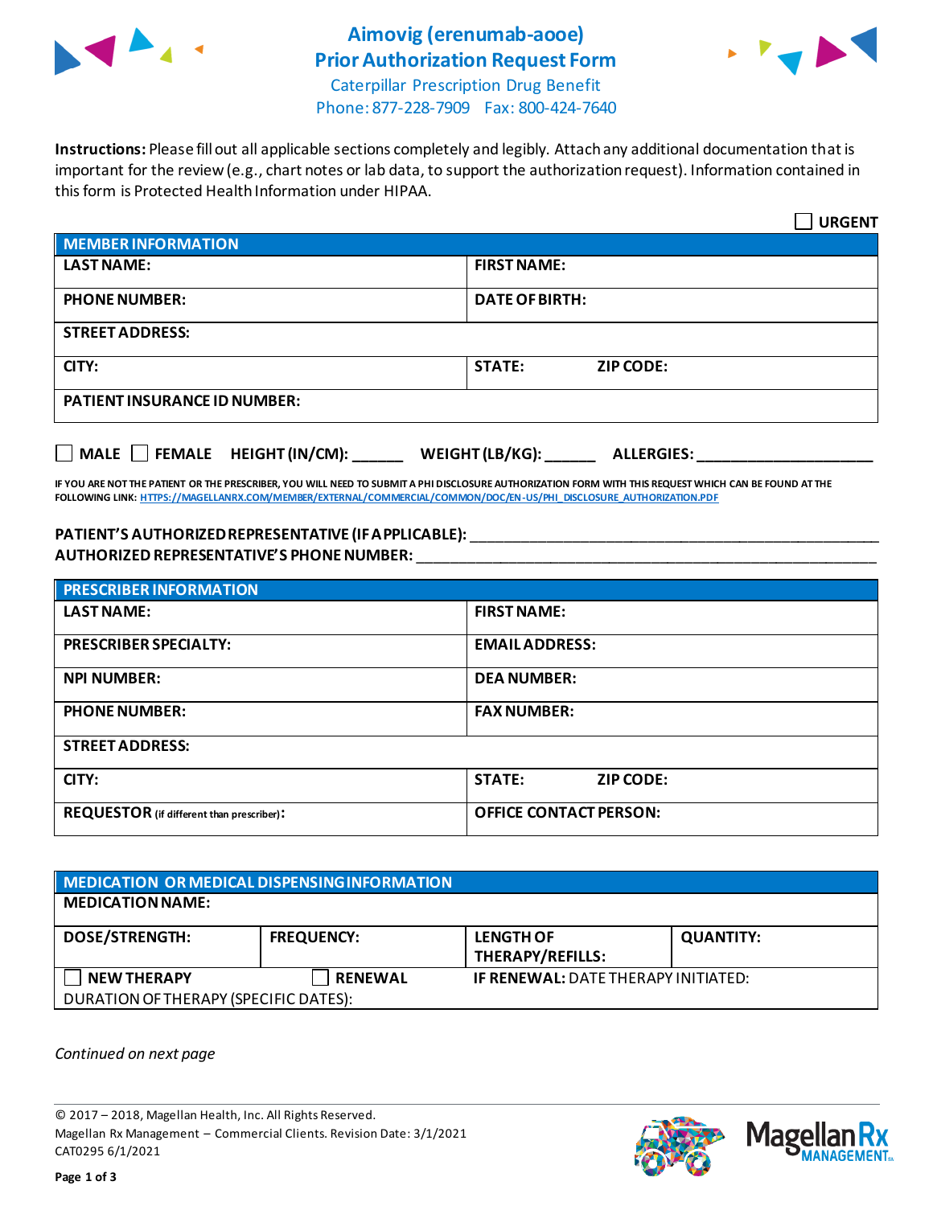# Aimovig (erenumab-aooe)
# Prior Authorization Request Form

Caterpillar Prescription Drug Benefit
Phone: 877-228-7909 Fax: 800-424-7640

**Instructions:** Please fill out all applicable sections completely and legibly. Attach any additional documentation that is important for the review (e.g., chart notes or lab data, to support the authorization request). Information contained in this form is Protected Health Information under HIPAA.

☐ **URGENT**

| **MEMBER INFORMATION** | |
|---|---|
| **LAST NAME:** | **FIRST NAME:** |
| **PHONE NUMBER:** | **DATE OF BIRTH:** |
| **STREET ADDRESS:** | |
| **CITY:** | **STATE: ZIP CODE:** |
| **PATIENT INSURANCE ID NUMBER:** | |

☐ **MALE** ☐ **FEMALE** **HEIGHT (IN/CM): ______ WEIGHT (LB/KG): ______ ALLERGIES: ____________________**

**IF YOU ARE NOT THE PATIENT OR THE PRESCRIBER, YOU WILL NEED TO SUBMIT A PHI DISCLOSURE AUTHORIZATION FORM WITH THIS REQUEST WHICH CAN BE FOUND AT THE FOLLOWING LINK: HTTPS://MAGELLANRX.COM/MEMBER/EXTERNAL/COMMERCIAL/COMMON/DOC/EN-US/PHI_DISCLOSURE_AUTHORIZATION.PDF**

**PATIENT'S AUTHORIZED REPRESENTATIVE (IF APPLICABLE):** ____________________________________________
**AUTHORIZED REPRESENTATIVE'S PHONE NUMBER:** ____________________________________________

| **PRESCRIBER INFORMATION** | |
|---|---|
| **LAST NAME:** | **FIRST NAME:** |
| **PRESCRIBER SPECIALTY:** | **EMAIL ADDRESS:** |
| **NPI NUMBER:** | **DEA NUMBER:** |
| **PHONE NUMBER:** | **FAX NUMBER:** |
| **STREET ADDRESS:** | |
| **CITY:** | **STATE: ZIP CODE:** |
| **REQUESTOR** (if different than prescriber)**:** | **OFFICE CONTACT PERSON:** |

| **MEDICATION OR MEDICAL DISPENSING INFORMATION** | | | |
|---|---|---|---|
| **MEDICATION NAME:** | | | |
| **DOSE/STRENGTH:** | **FREQUENCY:** | **LENGTH OF THERAPY/REFILLS:** | **QUANTITY:** |
| ☐ **NEW THERAPY** | ☐ **RENEWAL** | **IF RENEWAL:** DATE THERAPY INITIATED: | |
| DURATION OF THERAPY (SPECIFIC DATES): | | | |

*Continued on next page*

© 2017 – 2018, Magellan Health, Inc. All Rights Reserved.
Magellan Rx Management – Commercial Clients. Revision Date: 3/1/2021
CAT0295 6/1/2021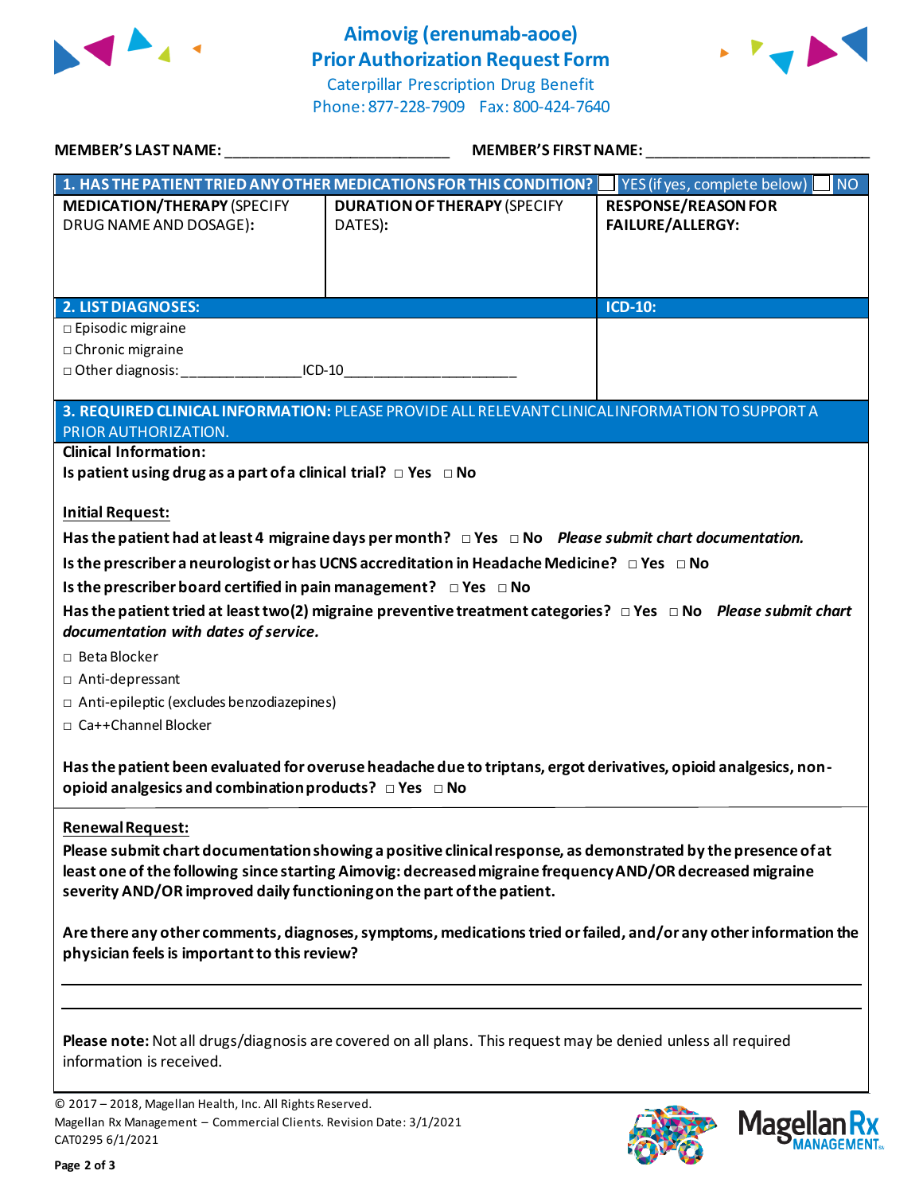# Aimovig (erenumab-aooe) Prior Authorization Request Form

Caterpillar Prescription Drug Benefit
Phone: 877-228-7909  Fax: 800-424-7640

**MEMBER'S LAST NAME:** ___________________________  **MEMBER'S FIRST NAME:** ___________________________

| **1. HAS THE PATIENT TRIED ANY OTHER MEDICATIONS FOR THIS CONDITION?** | | ☐ YES (if yes, complete below) ☐ NO |
|---|---|---|
| **MEDICATION/THERAPY** (SPECIFY DRUG NAME AND DOSAGE): | **DURATION OF THERAPY** (SPECIFY DATES): | **RESPONSE/REASON FOR FAILURE/ALLERGY:** |
| | | |

| **2. LIST DIAGNOSES:** | **ICD-10:** |
|---|---|
| □ Episodic migraine<br>□ Chronic migraine<br>□ Other diagnosis: _______________ICD-10_____________________ | |

**3. REQUIRED CLINICAL INFORMATION:** PLEASE PROVIDE ALL RELEVANT CLINICAL INFORMATION TO SUPPORT A PRIOR AUTHORIZATION.

**Clinical Information:**

**Is patient using drug as a part of a clinical trial?** □ **Yes** □ **No**

**Initial Request:**

**Has the patient had at least 4 migraine days per month?** □ **Yes** □ **No** ***Please submit chart documentation.***

**Is the prescriber a neurologist or has UCNS accreditation in Headache Medicine?** □ **Yes** □ **No**

**Is the prescriber board certified in pain management?** □ **Yes** □ **No**

**Has the patient tried at least two(2) migraine preventive treatment categories?** □ **Yes** □ **No** ***Please submit chart documentation with dates of service.***

□ Beta Blocker
□ Anti-depressant
□ Anti-epileptic (excludes benzodiazepines)
□ Ca++Channel Blocker

**Has the patient been evaluated for overuse headache due to triptans, ergot derivatives, opioid analgesics, non-opioid analgesics and combination products?** □ **Yes** □ **No**

**Renewal Request:**

**Please submit chart documentation showing a positive clinical response, as demonstrated by the presence of at least one of the following since starting Aimovig: decreased migraine frequency AND/OR decreased migraine severity AND/OR improved daily functioning on the part of the patient.**

**Are there any other comments, diagnoses, symptoms, medications tried or failed, and/or any other information the physician feels is important to this review?**

_______________________________________________________________________________

_______________________________________________________________________________

**Please note:** Not all drugs/diagnosis are covered on all plans. This request may be denied unless all required information is received.

© 2017 – 2018, Magellan Health, Inc. All Rights Reserved.
Magellan Rx Management – Commercial Clients. Revision Date: 3/1/2021
CAT0295 6/1/2021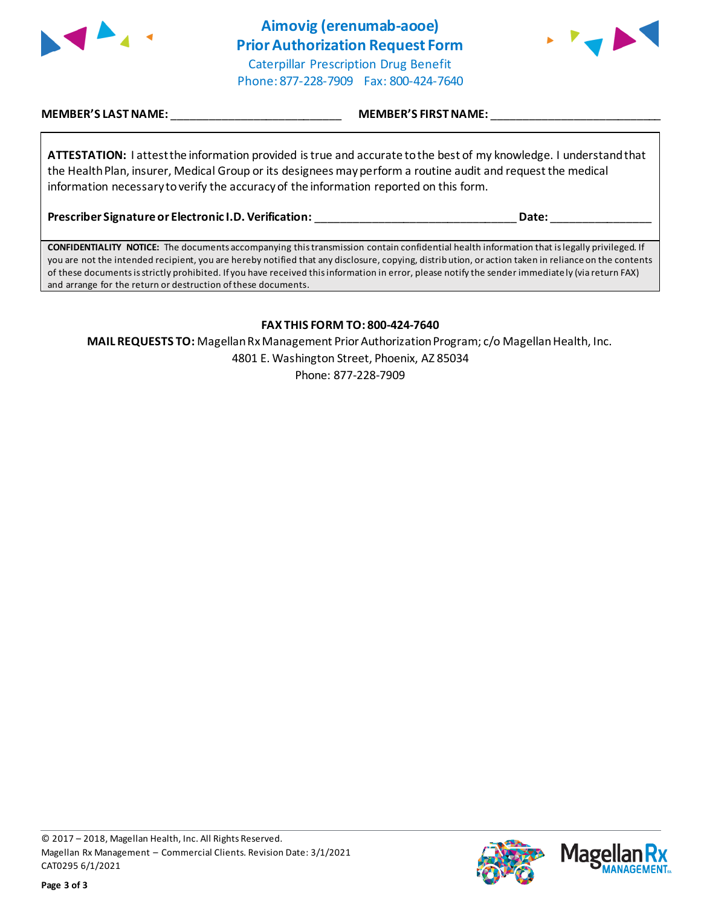# Aimovig (erenumab-aooe)
## Prior Authorization Request Form

Caterpillar Prescription Drug Benefit
Phone: 877-228-7909 Fax: 800-424-7640

**MEMBER'S LAST NAME:** ___________________________ **MEMBER'S FIRST NAME:** ___________________________

**ATTESTATION:** I attest the information provided is true and accurate to the best of my knowledge. I understand that the Health Plan, insurer, Medical Group or its designees may perform a routine audit and request the medical information necessary to verify the accuracy of the information reported on this form.

**Prescriber Signature or Electronic I.D. Verification:** ________________________________ **Date:** ________________

**CONFIDENTIALITY NOTICE:** The documents accompanying this transmission contain confidential health information that is legally privileged. If you are not the intended recipient, you are hereby notified that any disclosure, copying, distribution, or action taken in reliance on the contents of these documents is strictly prohibited. If you have received this information in error, please notify the sender immediately (via return FAX) and arrange for the return or destruction of these documents.

**FAX THIS FORM TO: 800-424-7640**

**MAIL REQUESTS TO:** Magellan Rx Management Prior Authorization Program; c/o Magellan Health, Inc.
4801 E. Washington Street, Phoenix, AZ 85034
Phone: 877-228-7909

© 2017 – 2018, Magellan Health, Inc. All Rights Reserved.
Magellan Rx Management – Commercial Clients. Revision Date: 3/1/2021
CAT0295 6/1/2021